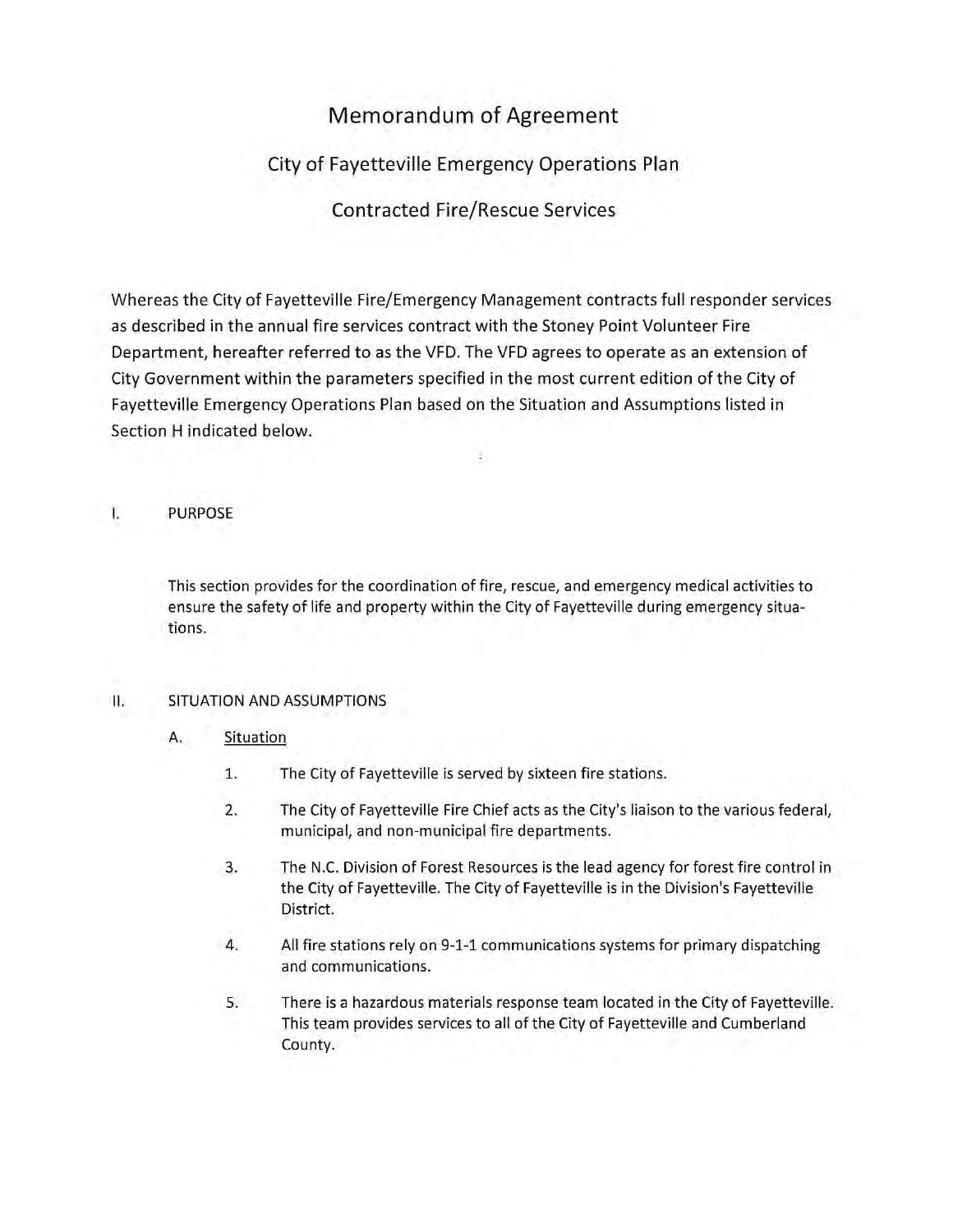# Memorandum of Agreement

## City of Fayetteville Emergency Operations Plan

## Contracted Fire/Rescue Services

Whereas the City of Fayetteville Fire/Emergency Management contracts full responder services as described in the annual fire services contract with the Stoney Point Volunteer Fire Department, hereafter referred to as the VFD. The VFD agrees to operate as an extension of City Government within the parameters specified in the most current edition of the City of Fayetteville Emergency Operations Plan based on the Situation and Assumptions listed in Section H indicated below.

I. PURPOSE

This section provides for the coordination of fire, rescue, and emergency medical activities to ensure the safety of life and property within the City of Fayetteville during emergency situations.

II. SITUATION AND ASSUMPTIONS

A. Situation

1. The City of Fayetteville is served by sixteen fire stations.
2. The City of Fayetteville Fire Chief acts as the City's liaison to the various federal, municipal, and non-municipal fire departments.
3. The N.C. Division of Forest Resources is the lead agency for forest fire control in the City of Fayetteville. The City of Fayetteville is in the Division's Fayetteville District.
4. All fire stations rely on 9-1-1 communications systems for primary dispatching and communications.
5. There is a hazardous materials response team located in the City of Fayetteville. This team provides services to all of the City of Fayetteville and Cumberland County.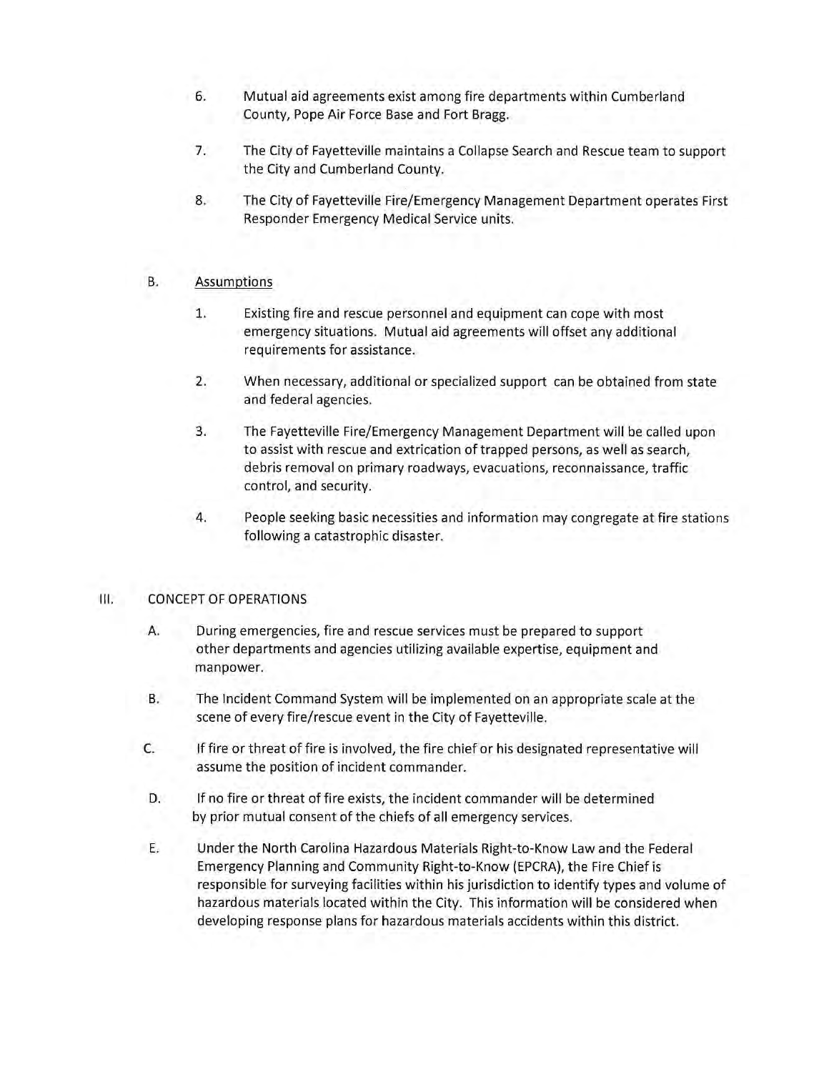6. Mutual aid agreements exist among fire departments within Cumberland County, Pope Air Force Base and Fort Bragg.

7. The City of Fayetteville maintains a Collapse Search and Rescue team to support the City and Cumberland County.

8. The City of Fayetteville Fire/Emergency Management Department operates First Responder Emergency Medical Service units.

B. Assumptions

1. Existing fire and rescue personnel and equipment can cope with most emergency situations. Mutual aid agreements will offset any additional requirements for assistance.

2. When necessary, additional or specialized support can be obtained from state and federal agencies.

3. The Fayetteville Fire/Emergency Management Department will be called upon to assist with rescue and extrication of trapped persons, as well as search, debris removal on primary roadways, evacuations, reconnaissance, traffic control, and security.

4. People seeking basic necessities and information may congregate at fire stations following a catastrophic disaster.

## III. CONCEPT OF OPERATIONS

A. During emergencies, fire and rescue services must be prepared to support other departments and agencies utilizing available expertise, equipment and manpower.

B. The Incident Command System will be implemented on an appropriate scale at the scene of every fire/rescue event in the City of Fayetteville.

C. If fire or threat of fire is involved, the fire chief or his designated representative will assume the position of incident commander.

D. If no fire or threat of fire exists, the incident commander will be determined by prior mutual consent of the chiefs of all emergency services.

E. Under the North Carolina Hazardous Materials Right-to-Know Law and the Federal Emergency Planning and Community Right-to-Know (EPCRA), the Fire Chief is responsible for surveying facilities within his jurisdiction to identify types and volume of hazardous materials located within the City. This information will be considered when developing response plans for hazardous materials accidents within this district.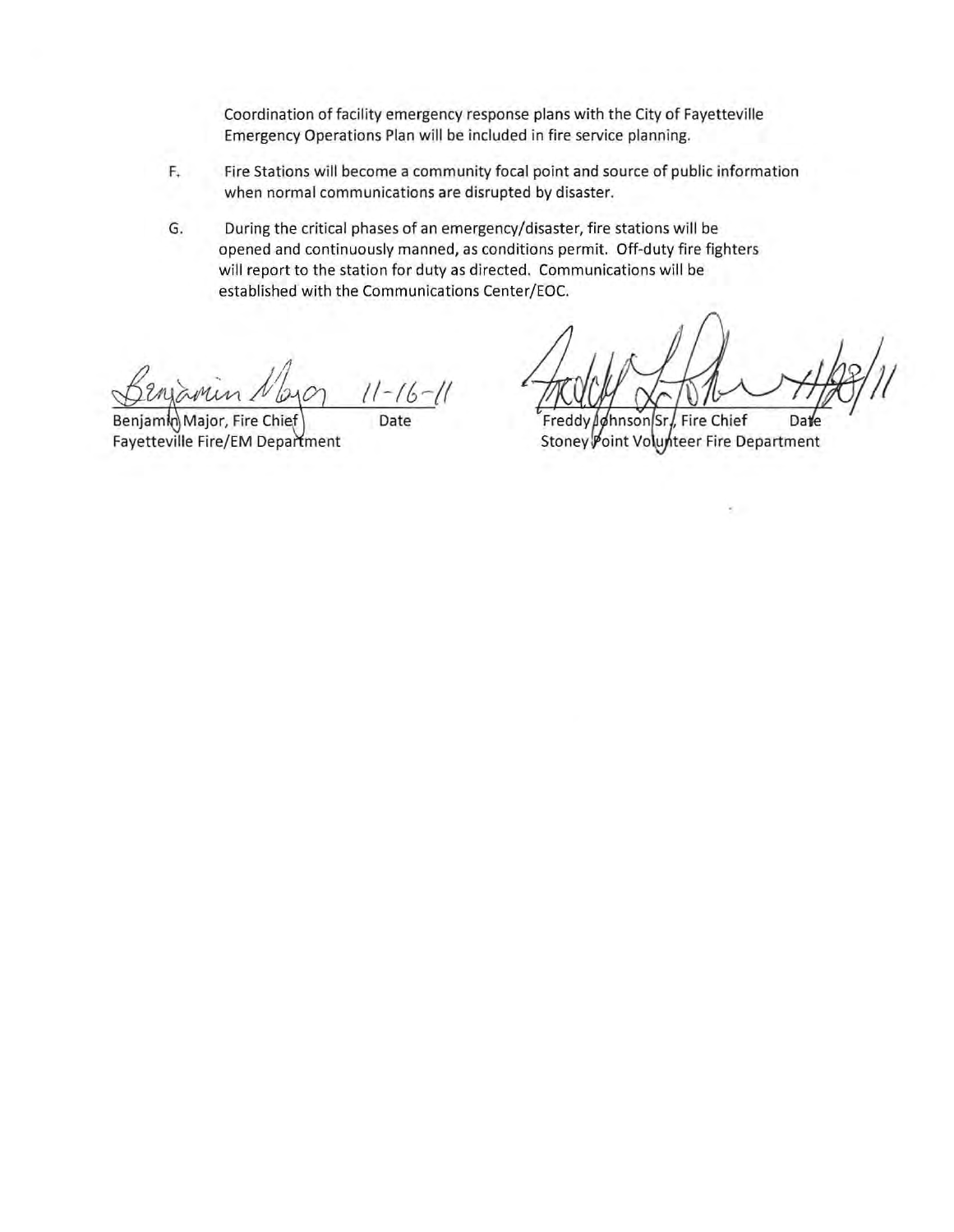Coordination of facility emergency response plans with the City of Fayetteville Emergency Operations Plan will be included in fire service planning.

F. Fire Stations will become a community focal point and source of public information when normal communications are disrupted by disaster.

G. During the critical phases of an emergency/disaster, fire stations will be opened and continuously manned, as conditions permit. Off-duty fire fighters will report to the station for duty as directed. Communications will be established with the Communications Center/EOC.

| | |
|---|---|
| Benjamin Major 11-16-11 | Freddy Johnson 11/28/11 |
| Benjamin Major, Fire Chief — Date | Freddy Johnson Sr., Fire Chief — Date |
| Fayetteville Fire/EM Department | Stoney Point Volunteer Fire Department |